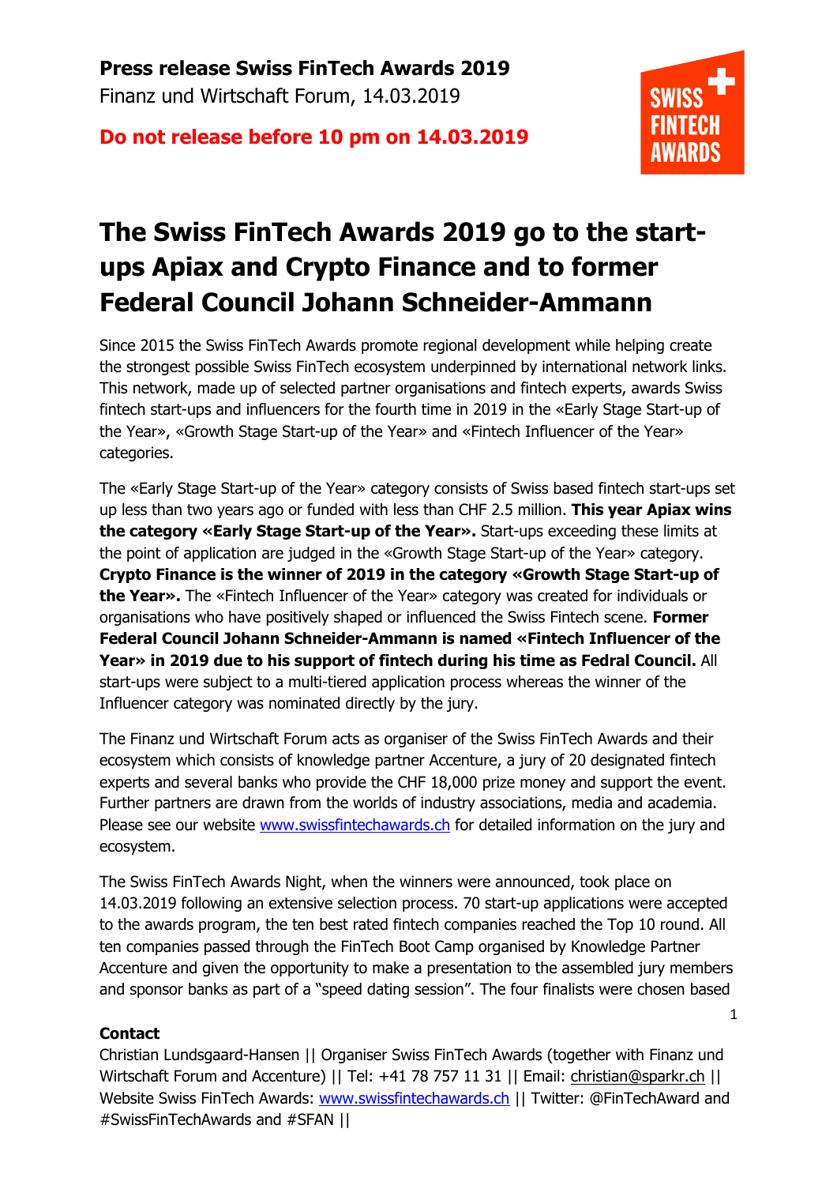**Press release Swiss FinTech Awards 2019**

Finanz und Wirtschaft Forum, 14.03.2019

**Do not release before 10 pm on 14.03.2019**

# The Swiss FinTech Awards 2019 go to the start-ups Apiax and Crypto Finance and to former Federal Council Johann Schneider-Ammann

Since 2015 the Swiss FinTech Awards promote regional development while helping create the strongest possible Swiss FinTech ecosystem underpinned by international network links. This network, made up of selected partner organisations and fintech experts, awards Swiss fintech start-ups and influencers for the fourth time in 2019 in the «Early Stage Start-up of the Year», «Growth Stage Start-up of the Year» and «Fintech Influencer of the Year» categories.

The «Early Stage Start-up of the Year» category consists of Swiss based fintech start-ups set up less than two years ago or funded with less than CHF 2.5 million. **This year Apiax wins the category «Early Stage Start-up of the Year».** Start-ups exceeding these limits at the point of application are judged in the «Growth Stage Start-up of the Year» category. **Crypto Finance is the winner of 2019 in the category «Growth Stage Start-up of the Year».** The «Fintech Influencer of the Year» category was created for individuals or organisations who have positively shaped or influenced the Swiss Fintech scene. **Former Federal Council Johann Schneider-Ammann is named «Fintech Influencer of the Year» in 2019 due to his support of fintech during his time as Fedral Council.** All start-ups were subject to a multi-tiered application process whereas the winner of the Influencer category was nominated directly by the jury.

The Finanz und Wirtschaft Forum acts as organiser of the Swiss FinTech Awards and their ecosystem which consists of knowledge partner Accenture, a jury of 20 designated fintech experts and several banks who provide the CHF 18,000 prize money and support the event. Further partners are drawn from the worlds of industry associations, media and academia. Please see our website www.swissfintechawards.ch for detailed information on the jury and ecosystem.

The Swiss FinTech Awards Night, when the winners were announced, took place on 14.03.2019 following an extensive selection process. 70 start-up applications were accepted to the awards program, the ten best rated fintech companies reached the Top 10 round. All ten companies passed through the FinTech Boot Camp organised by Knowledge Partner Accenture and given the opportunity to make a presentation to the assembled jury members and sponsor banks as part of a "speed dating session". The four finalists were chosen based

**Contact**

Christian Lundsgaard-Hansen || Organiser Swiss FinTech Awards (together with Finanz und Wirtschaft Forum and Accenture) || Tel: +41 78 757 11 31 || Email: christian@sparkr.ch || Website Swiss FinTech Awards: www.swissfintechawards.ch || Twitter: @FinTechAward and #SwissFinTechAwards and #SFAN ||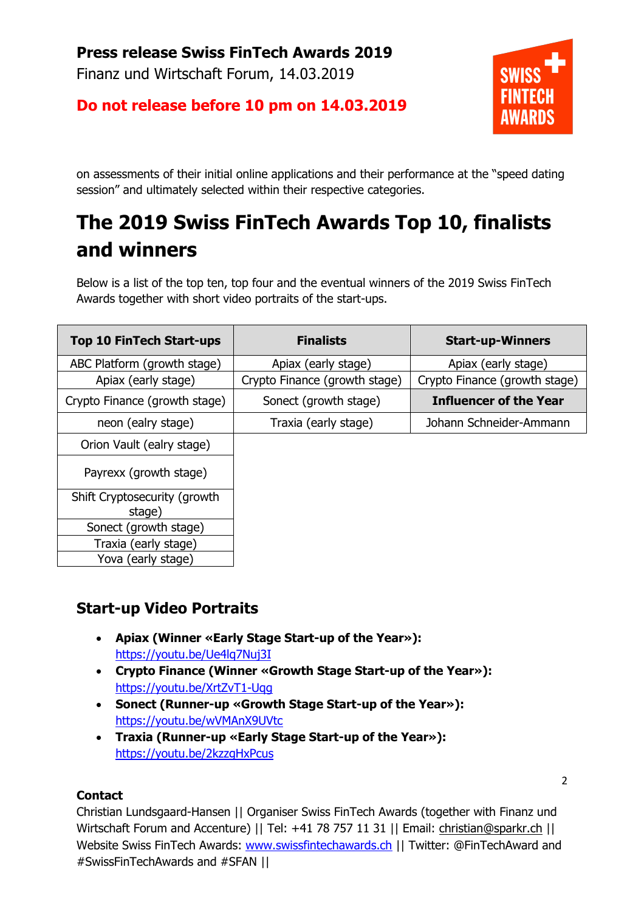**Press release Swiss FinTech Awards 2019**

Finanz und Wirtschaft Forum, 14.03.2019

**Do not release before 10 pm on 14.03.2019**

on assessments of their initial online applications and their performance at the "speed dating session" and ultimately selected within their respective categories.

# The 2019 Swiss FinTech Awards Top 10, finalists and winners

Below is a list of the top ten, top four and the eventual winners of the 2019 Swiss FinTech Awards together with short video portraits of the start-ups.

| Top 10 FinTech Start-ups | Finalists | Start-up-Winners |
|---|---|---|
| ABC Platform (growth stage) | Apiax (early stage) | Apiax (early stage) |
| Apiax (early stage) | Crypto Finance (growth stage) | Crypto Finance (growth stage) |
| Crypto Finance (growth stage) | Sonect (growth stage) | **Influencer of the Year** |
| neon (ealry stage) | Traxia (early stage) | Johann Schneider-Ammann |
| Orion Vault (ealry stage) | | |
| Payrexx (growth stage) | | |
| Shift Cryptosecurity (growth stage) | | |
| Sonect (growth stage) | | |
| Traxia (early stage) | | |
| Yova (early stage) | | |

## Start-up Video Portraits

- **Apiax (Winner «Early Stage Start-up of the Year»):** https://youtu.be/Ue4lq7Nuj3I
- **Crypto Finance (Winner «Growth Stage Start-up of the Year»):** https://youtu.be/XrtZvT1-Ugg
- **Sonect (Runner-up «Growth Stage Start-up of the Year»):** https://youtu.be/wVMAnX9UVtc
- **Traxia (Runner-up «Early Stage Start-up of the Year»):** https://youtu.be/2kzzqHxPcus

**Contact**

Christian Lundsgaard-Hansen || Organiser Swiss FinTech Awards (together with Finanz und Wirtschaft Forum and Accenture) || Tel: +41 78 757 11 31 || Email: christian@sparkr.ch || Website Swiss FinTech Awards: www.swissfintechawards.ch || Twitter: @FinTechAward and #SwissFinTechAwards and #SFAN ||